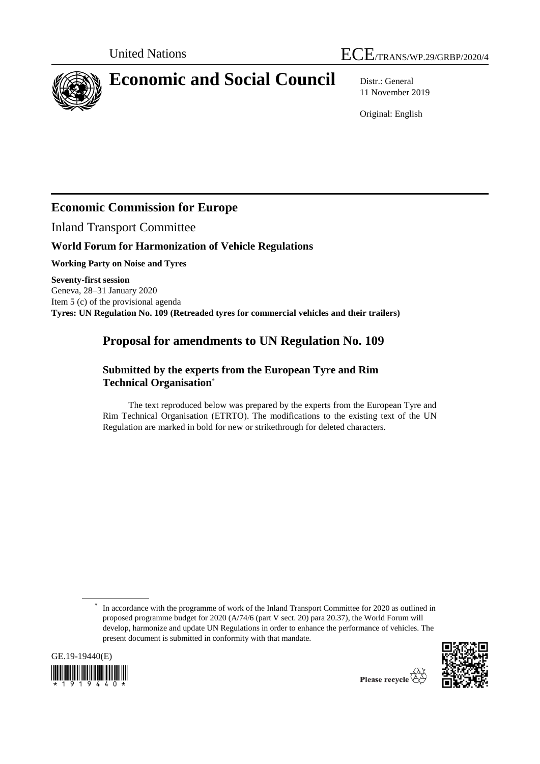United Nations ECE/TRANS/WP.29/GRBP/2020/4

# Economic and Social Council

Distr.: General
11 November 2019

Original: English

## Economic Commission for Europe

Inland Transport Committee

### World Forum for Harmonization of Vehicle Regulations

**Working Party on Noise and Tyres**

**Seventy-first session**
Geneva, 28–31 January 2020
Item 5 (c) of the provisional agenda
**Tyres: UN Regulation No. 109 (Retreaded tyres for commercial vehicles and their trailers)**

## Proposal for amendments to UN Regulation No. 109

### Submitted by the experts from the European Tyre and Rim Technical Organisation*

The text reproduced below was prepared by the experts from the European Tyre and Rim Technical Organisation (ETRTO). The modifications to the existing text of the UN Regulation are marked in bold for new or strikethrough for deleted characters.

\* In accordance with the programme of work of the Inland Transport Committee for 2020 as outlined in proposed programme budget for 2020 (A/74/6 (part V sect. 20) para 20.37), the World Forum will develop, harmonize and update UN Regulations in order to enhance the performance of vehicles. The present document is submitted in conformity with that mandate.

GE.19-19440(E)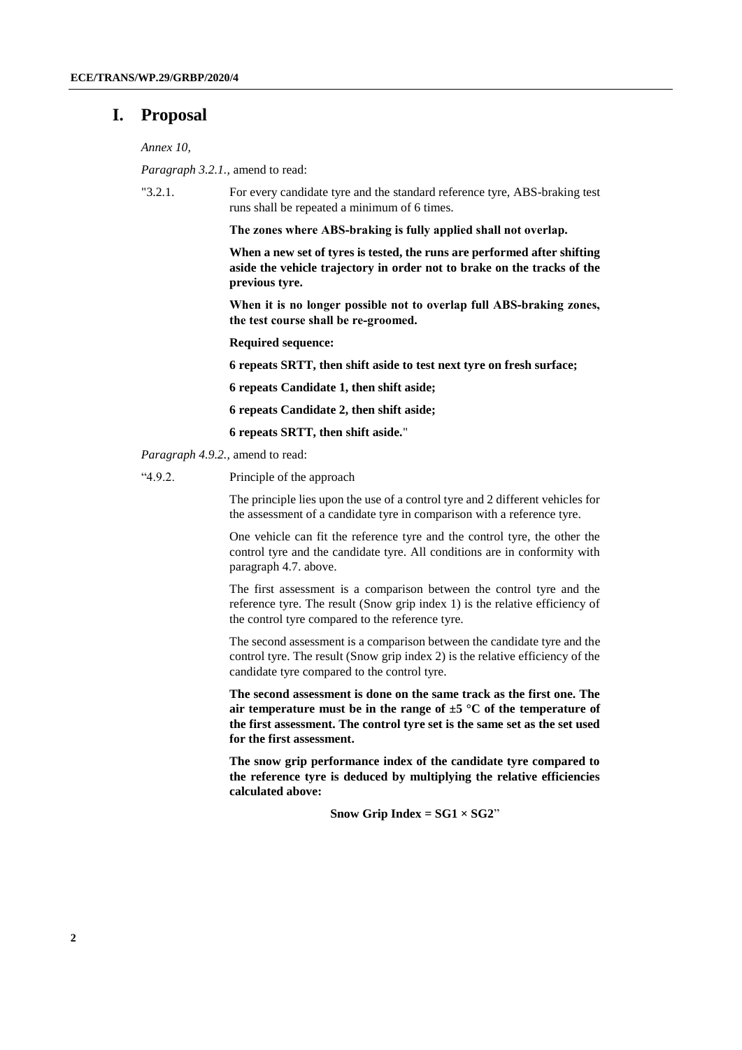# I. Proposal

*Annex 10,*

*Paragraph 3.2.1.,* amend to read:

"3.2.1. For every candidate tyre and the standard reference tyre, ABS-braking test runs shall be repeated a minimum of 6 times.

**The zones where ABS-braking is fully applied shall not overlap.**

**When a new set of tyres is tested, the runs are performed after shifting aside the vehicle trajectory in order not to brake on the tracks of the previous tyre.**

**When it is no longer possible not to overlap full ABS-braking zones, the test course shall be re-groomed.**

**Required sequence:**

**6 repeats SRTT, then shift aside to test next tyre on fresh surface;**

**6 repeats Candidate 1, then shift aside;**

**6 repeats Candidate 2, then shift aside;**

**6 repeats SRTT, then shift aside.**"

*Paragraph 4.9.2.,* amend to read:

"4.9.2. Principle of the approach

The principle lies upon the use of a control tyre and 2 different vehicles for the assessment of a candidate tyre in comparison with a reference tyre.

One vehicle can fit the reference tyre and the control tyre, the other the control tyre and the candidate tyre. All conditions are in conformity with paragraph 4.7. above.

The first assessment is a comparison between the control tyre and the reference tyre. The result (Snow grip index 1) is the relative efficiency of the control tyre compared to the reference tyre.

The second assessment is a comparison between the candidate tyre and the control tyre. The result (Snow grip index 2) is the relative efficiency of the candidate tyre compared to the control tyre.

**The second assessment is done on the same track as the first one. The air temperature must be in the range of ±5 °C of the temperature of the first assessment. The control tyre set is the same set as the set used for the first assessment.**

**The snow grip performance index of the candidate tyre compared to the reference tyre is deduced by multiplying the relative efficiencies calculated above:**

**Snow Grip Index = SG1 × SG2**"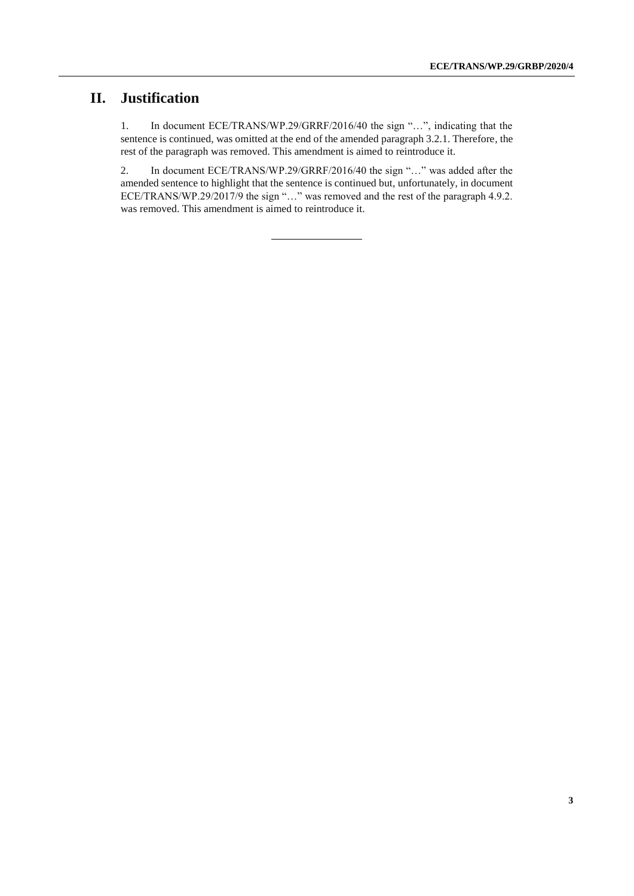## II. Justification

1. In document ECE/TRANS/WP.29/GRRF/2016/40 the sign "…", indicating that the sentence is continued, was omitted at the end of the amended paragraph 3.2.1. Therefore, the rest of the paragraph was removed. This amendment is aimed to reintroduce it.

2. In document ECE/TRANS/WP.29/GRRF/2016/40 the sign "…" was added after the amended sentence to highlight that the sentence is continued but, unfortunately, in document ECE/TRANS/WP.29/2017/9 the sign "…" was removed and the rest of the paragraph 4.9.2. was removed. This amendment is aimed to reintroduce it.